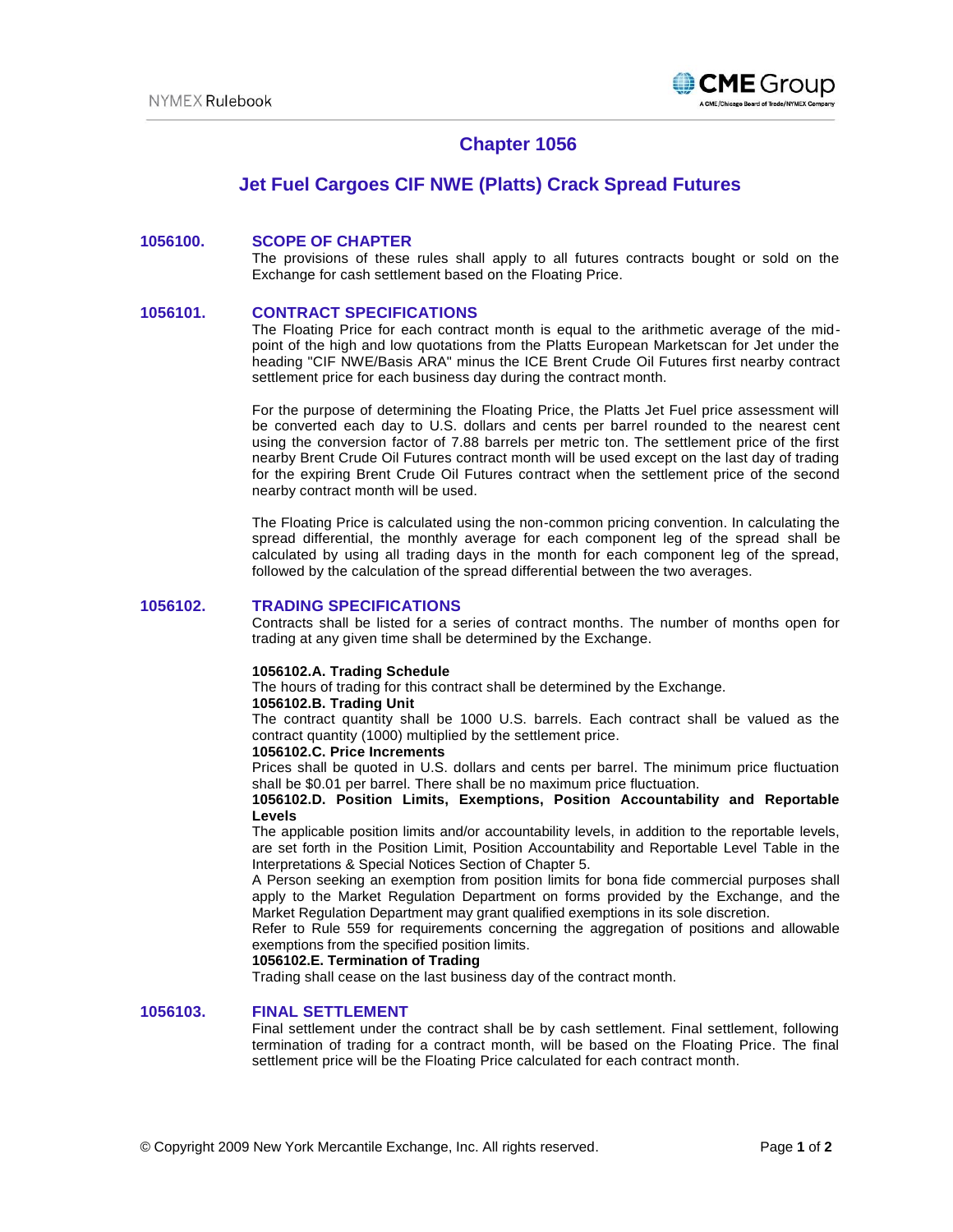# Chapter 1056

## Jet Fuel Cargoes CIF NWE (Platts) Crack Spread Futures

### 1056100. SCOPE OF CHAPTER

The provisions of these rules shall apply to all futures contracts bought or sold on the Exchange for cash settlement based on the Floating Price.

### 1056101. CONTRACT SPECIFICATIONS

The Floating Price for each contract month is equal to the arithmetic average of the mid-point of the high and low quotations from the Platts European Marketscan for Jet under the heading "CIF NWE/Basis ARA" minus the ICE Brent Crude Oil Futures first nearby contract settlement price for each business day during the contract month.

For the purpose of determining the Floating Price, the Platts Jet Fuel price assessment will be converted each day to U.S. dollars and cents per barrel rounded to the nearest cent using the conversion factor of 7.88 barrels per metric ton. The settlement price of the first nearby Brent Crude Oil Futures contract month will be used except on the last day of trading for the expiring Brent Crude Oil Futures contract when the settlement price of the second nearby contract month will be used.

The Floating Price is calculated using the non-common pricing convention. In calculating the spread differential, the monthly average for each component leg of the spread shall be calculated by using all trading days in the month for each component leg of the spread, followed by the calculation of the spread differential between the two averages.

### 1056102. TRADING SPECIFICATIONS

Contracts shall be listed for a series of contract months. The number of months open for trading at any given time shall be determined by the Exchange.

**1056102.A. Trading Schedule**

The hours of trading for this contract shall be determined by the Exchange.

**1056102.B. Trading Unit**

The contract quantity shall be 1000 U.S. barrels. Each contract shall be valued as the contract quantity (1000) multiplied by the settlement price.

**1056102.C. Price Increments**

Prices shall be quoted in U.S. dollars and cents per barrel. The minimum price fluctuation shall be $0.01 per barrel. There shall be no maximum price fluctuation.

**1056102.D. Position Limits, Exemptions, Position Accountability and Reportable Levels**

The applicable position limits and/or accountability levels, in addition to the reportable levels, are set forth in the Position Limit, Position Accountability and Reportable Level Table in the Interpretations & Special Notices Section of Chapter 5.

A Person seeking an exemption from position limits for bona fide commercial purposes shall apply to the Market Regulation Department on forms provided by the Exchange, and the Market Regulation Department may grant qualified exemptions in its sole discretion.

Refer to Rule 559 for requirements concerning the aggregation of positions and allowable exemptions from the specified position limits.

**1056102.E. Termination of Trading**

Trading shall cease on the last business day of the contract month.

### 1056103. FINAL SETTLEMENT

Final settlement under the contract shall be by cash settlement. Final settlement, following termination of trading for a contract month, will be based on the Floating Price. The final settlement price will be the Floating Price calculated for each contract month.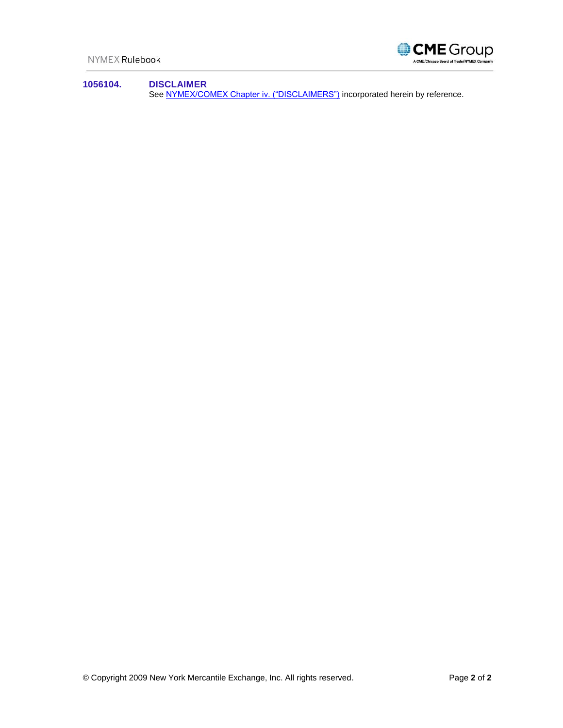### 1056104. DISCLAIMER

See NYMEX/COMEX Chapter iv. ("DISCLAIMERS") incorporated herein by reference.